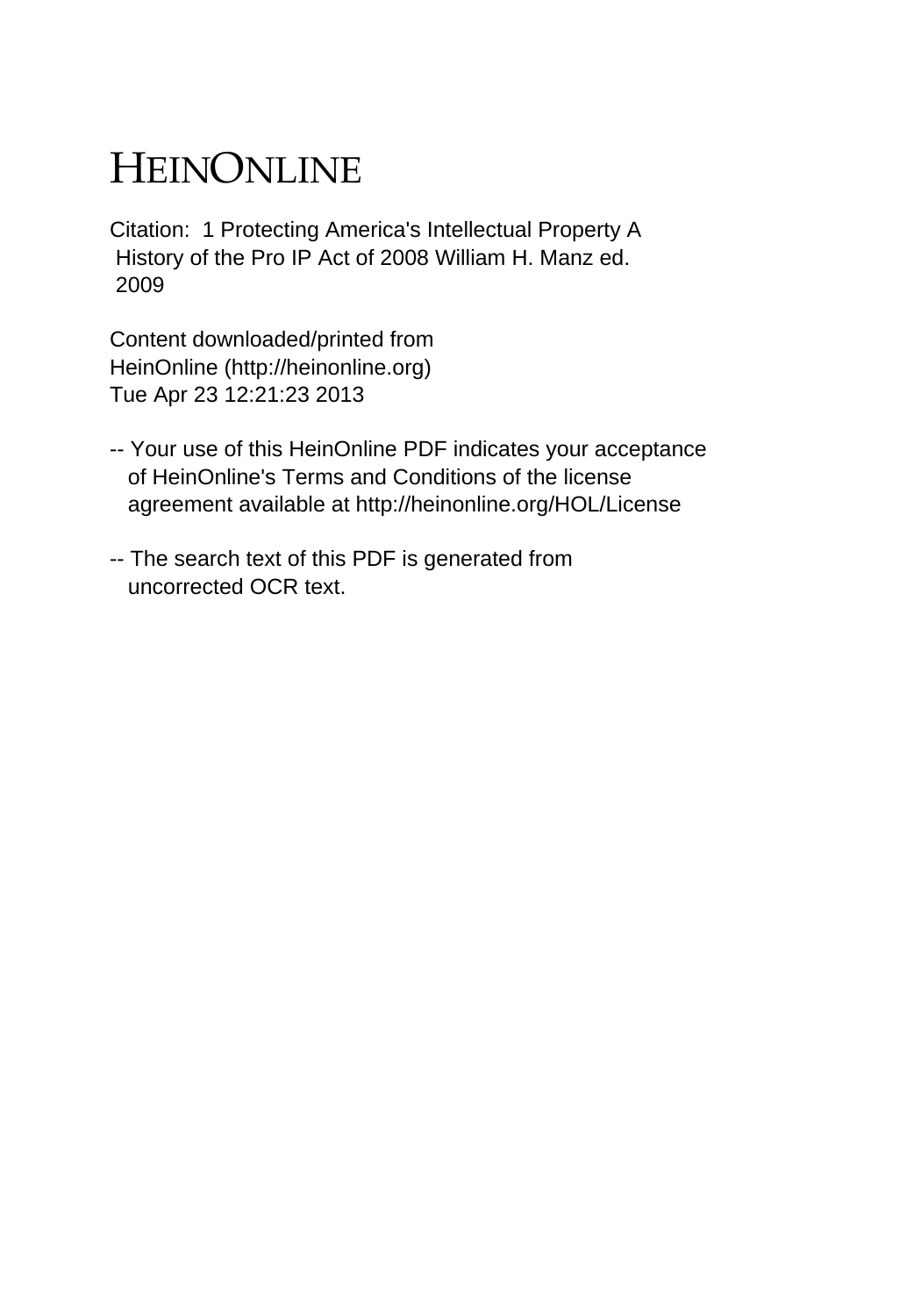# HEINONLINE

Citation: 1 Protecting America's Intellectual Property A History of the Pro IP Act of 2008 William H. Manz ed. 2009

Content downloaded/printed from HeinOnline (http://heinonline.org) Tue Apr 23 12:21:23 2013

-- Your use of this HeinOnline PDF indicates your acceptance of HeinOnline's Terms and Conditions of the license agreement available at http://heinonline.org/HOL/License

-- The search text of this PDF is generated from uncorrected OCR text.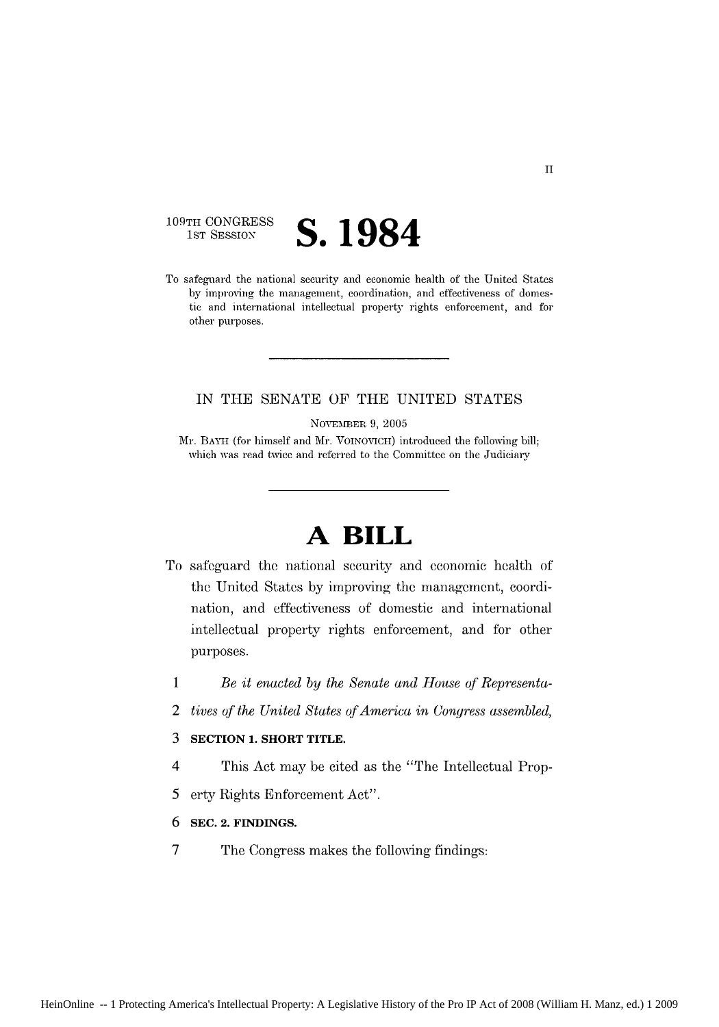109TH CONGRESS
1ST SESSION

# S. 1984

To safeguard the national security and economic health of the United States by improving the management, coordination, and effectiveness of domestic and international intellectual property rights enforcement, and for other purposes.

---

IN THE SENATE OF THE UNITED STATES

NOVEMBER 9, 2005

Mr. BAYH (for himself and Mr. VOINOVICH) introduced the following bill; which was read twice and referred to the Committee on the Judiciary

---

# A BILL

To safeguard the national security and economic health of the United States by improving the management, coordination, and effectiveness of domestic and international intellectual property rights enforcement, and for other purposes.

1 *Be it enacted by the Senate and House of Representa-*
2 *tives of the United States of America in Congress assembled,*

3 **SECTION 1. SHORT TITLE.**

4 This Act may be cited as the "The Intellectual Prop-
5 erty Rights Enforcement Act".

6 **SEC. 2. FINDINGS.**

7 The Congress makes the following findings: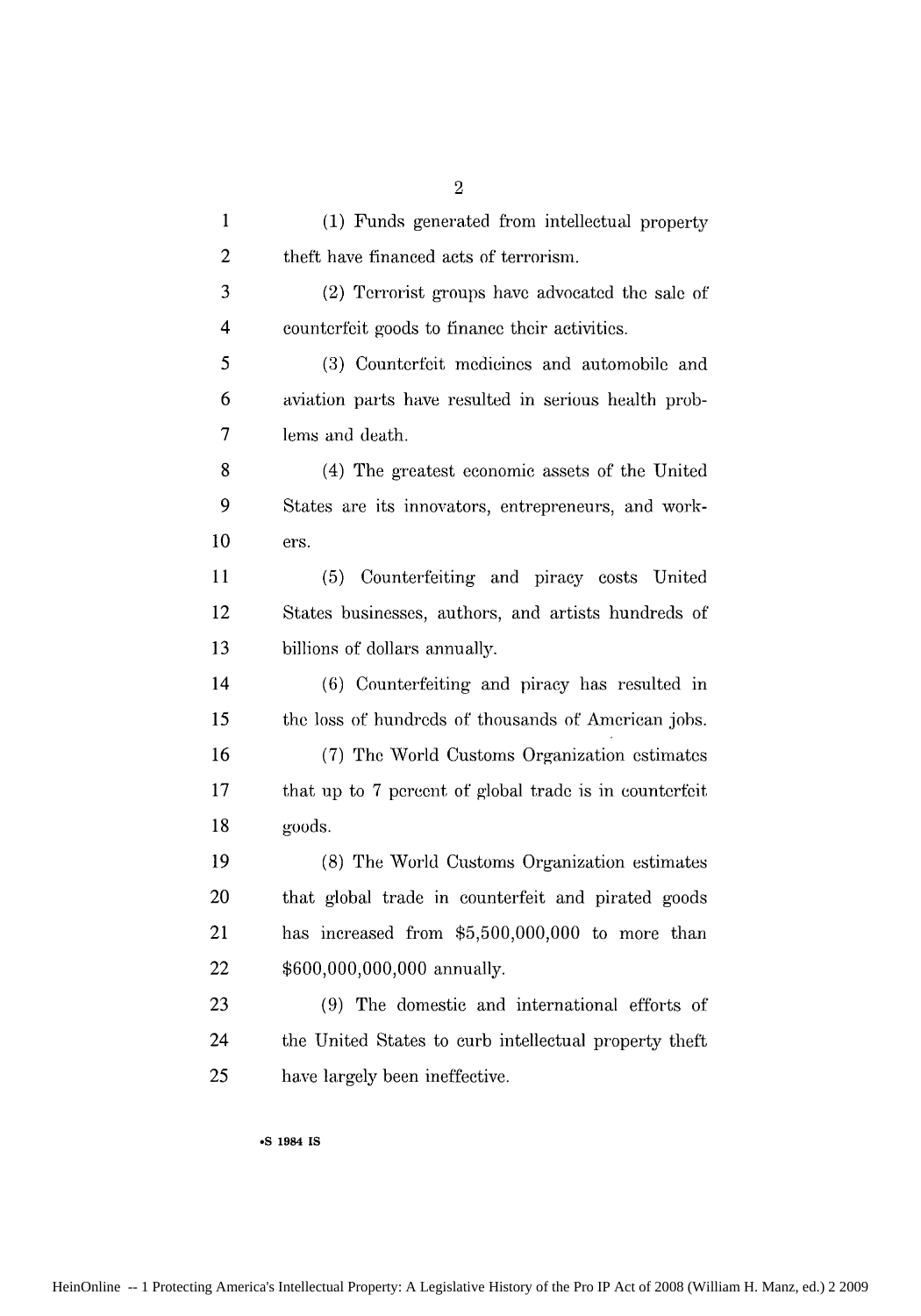(1) Funds generated from intellectual property theft have financed acts of terrorism.

(2) Terrorist groups have advocated the sale of counterfeit goods to finance their activities.

(3) Counterfeit medicines and automobile and aviation parts have resulted in serious health problems and death.

(4) The greatest economic assets of the United States are its innovators, entrepreneurs, and workers.

(5) Counterfeiting and piracy costs United States businesses, authors, and artists hundreds of billions of dollars annually.

(6) Counterfeiting and piracy has resulted in the loss of hundreds of thousands of American jobs.

(7) The World Customs Organization estimates that up to 7 percent of global trade is in counterfeit goods.

(8) The World Customs Organization estimates that global trade in counterfeit and pirated goods has increased from $5,500,000,000 to more than $600,000,000,000 annually.

(9) The domestic and international efforts of the United States to curb intellectual property theft have largely been ineffective.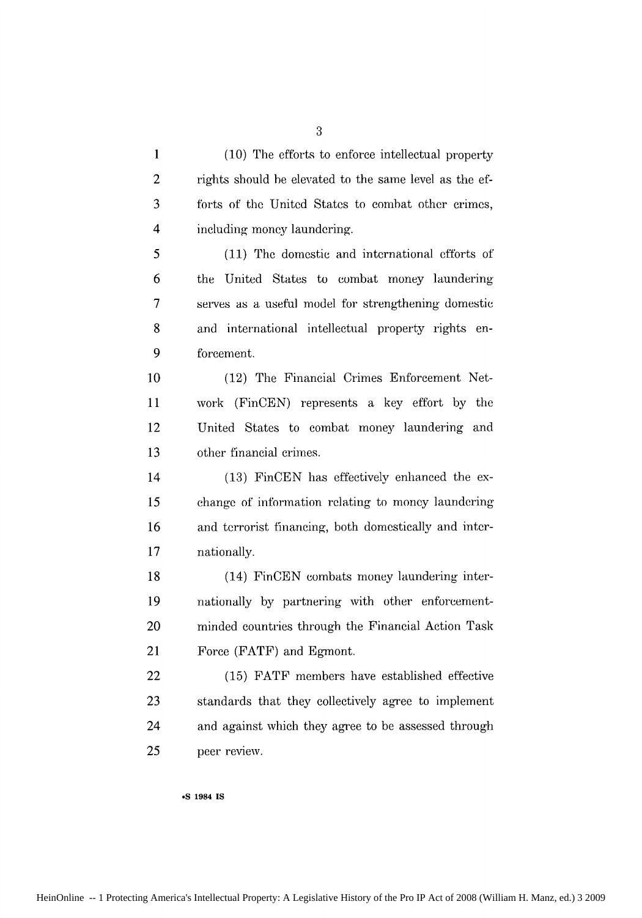(10) The efforts to enforce intellectual property rights should be elevated to the same level as the efforts of the United States to combat other crimes, including money laundering.

(11) The domestic and international efforts of the United States to combat money laundering serves as a useful model for strengthening domestic and international intellectual property rights enforcement.

(12) The Financial Crimes Enforcement Network (FinCEN) represents a key effort by the United States to combat money laundering and other financial crimes.

(13) FinCEN has effectively enhanced the exchange of information relating to money laundering and terrorist financing, both domestically and internationally.

(14) FinCEN combats money laundering internationally by partnering with other enforcement-minded countries through the Financial Action Task Force (FATF) and Egmont.

(15) FATF members have established effective standards that they collectively agree to implement and against which they agree to be assessed through peer review.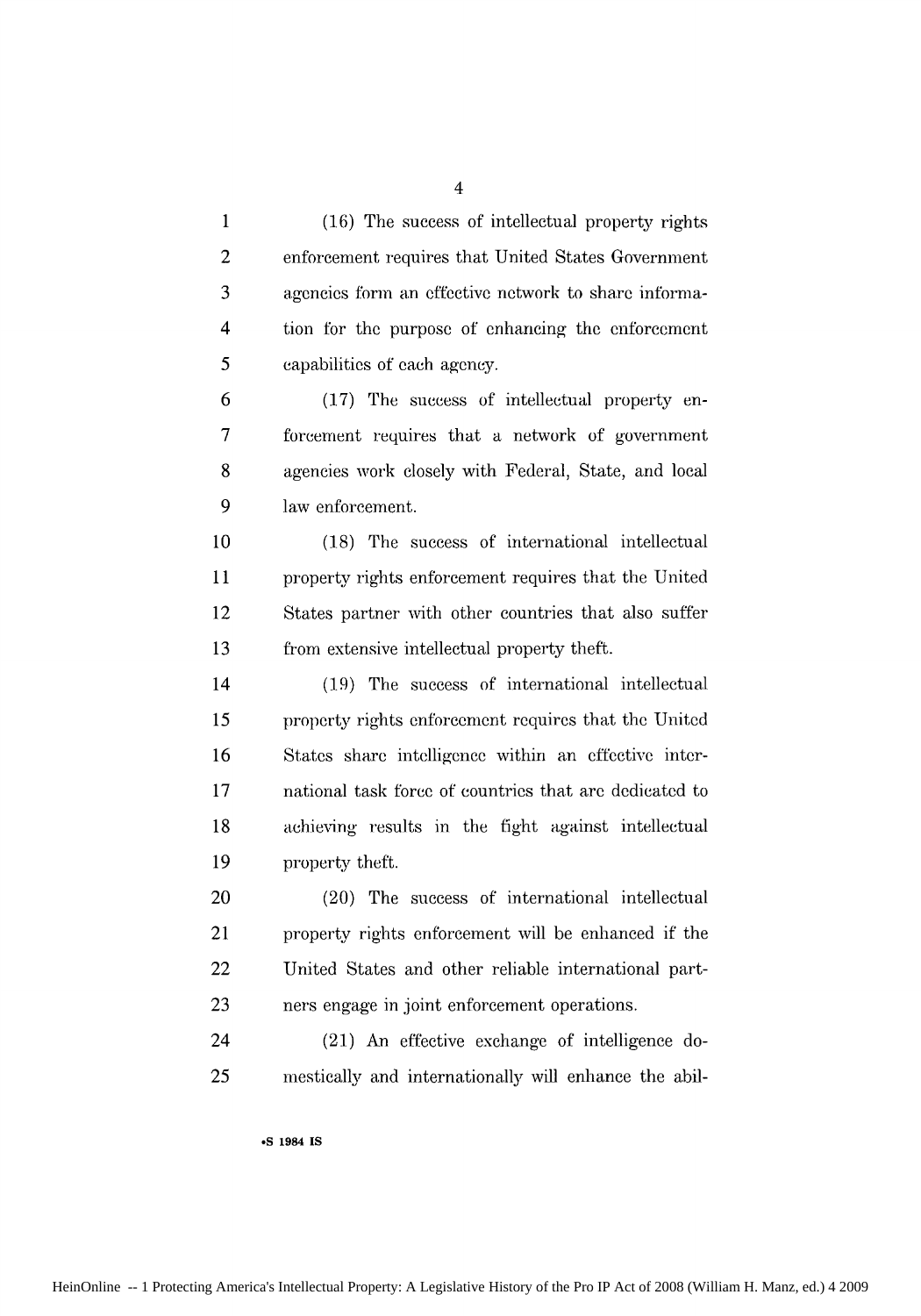(16) The success of intellectual property rights enforcement requires that United States Government agencies form an effective network to share information for the purpose of enhancing the enforcement capabilities of each agency.

(17) The success of intellectual property enforcement requires that a network of government agencies work closely with Federal, State, and local law enforcement.

(18) The success of international intellectual property rights enforcement requires that the United States partner with other countries that also suffer from extensive intellectual property theft.

(19) The success of international intellectual property rights enforcement requires that the United States share intelligence within an effective international task force of countries that are dedicated to achieving results in the fight against intellectual property theft.

(20) The success of international intellectual property rights enforcement will be enhanced if the United States and other reliable international partners engage in joint enforcement operations.

(21) An effective exchange of intelligence domestically and internationally will enhance the abil-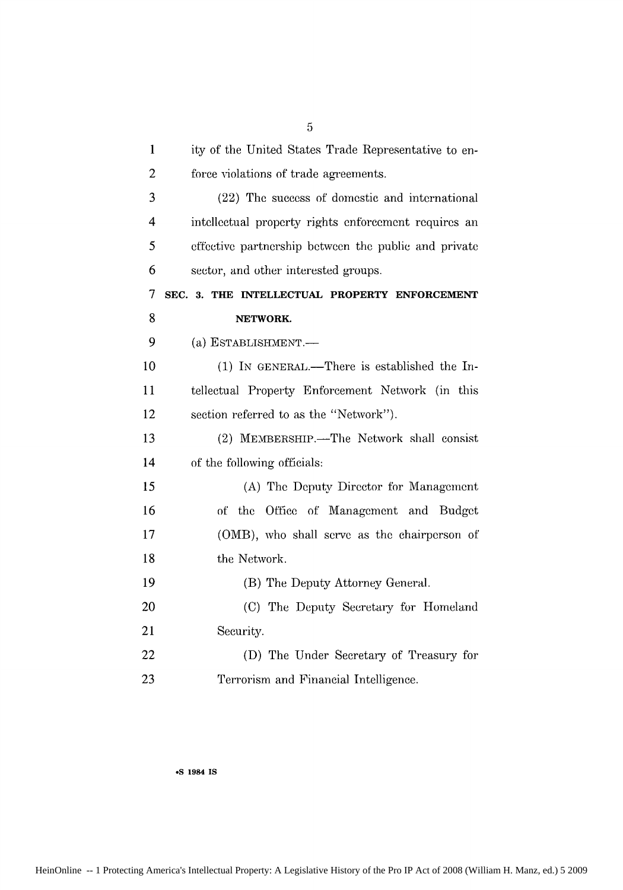ity of the United States Trade Representative to enforce violations of trade agreements.

(22) The success of domestic and international intellectual property rights enforcement requires an effective partnership between the public and private sector, and other interested groups.

## SEC. 3. THE INTELLECTUAL PROPERTY ENFORCEMENT NETWORK.

(a) ESTABLISHMENT.—

(1) IN GENERAL.—There is established the Intellectual Property Enforcement Network (in this section referred to as the "Network").

(2) MEMBERSHIP.—The Network shall consist of the following officials:

(A) The Deputy Director for Management of the Office of Management and Budget (OMB), who shall serve as the chairperson of the Network.

(B) The Deputy Attorney General.

(C) The Deputy Secretary for Homeland Security.

(D) The Under Secretary of Treasury for Terrorism and Financial Intelligence.

•S 1984 IS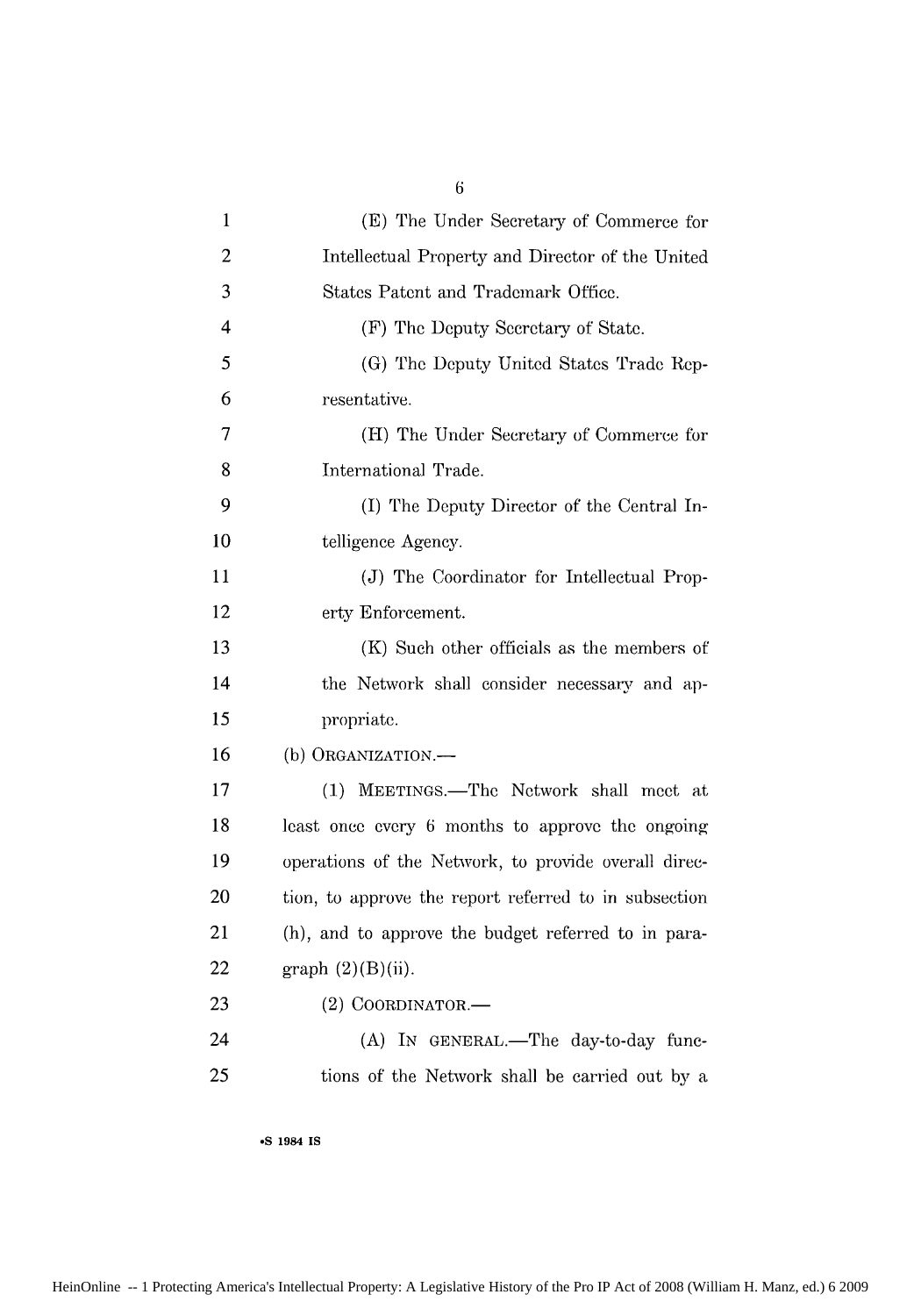(E) The Under Secretary of Commerce for Intellectual Property and Director of the United States Patent and Trademark Office.

(F) The Deputy Secretary of State.

(G) The Deputy United States Trade Representative.

(H) The Under Secretary of Commerce for International Trade.

(I) The Deputy Director of the Central Intelligence Agency.

(J) The Coordinator for Intellectual Property Enforcement.

(K) Such other officials as the members of the Network shall consider necessary and appropriate.

(b) ORGANIZATION.—

(1) MEETINGS.—The Network shall meet at least once every 6 months to approve the ongoing operations of the Network, to provide overall direction, to approve the report referred to in subsection (h), and to approve the budget referred to in paragraph (2)(B)(ii).

(2) COORDINATOR.—

(A) IN GENERAL.—The day-to-day functions of the Network shall be carried out by a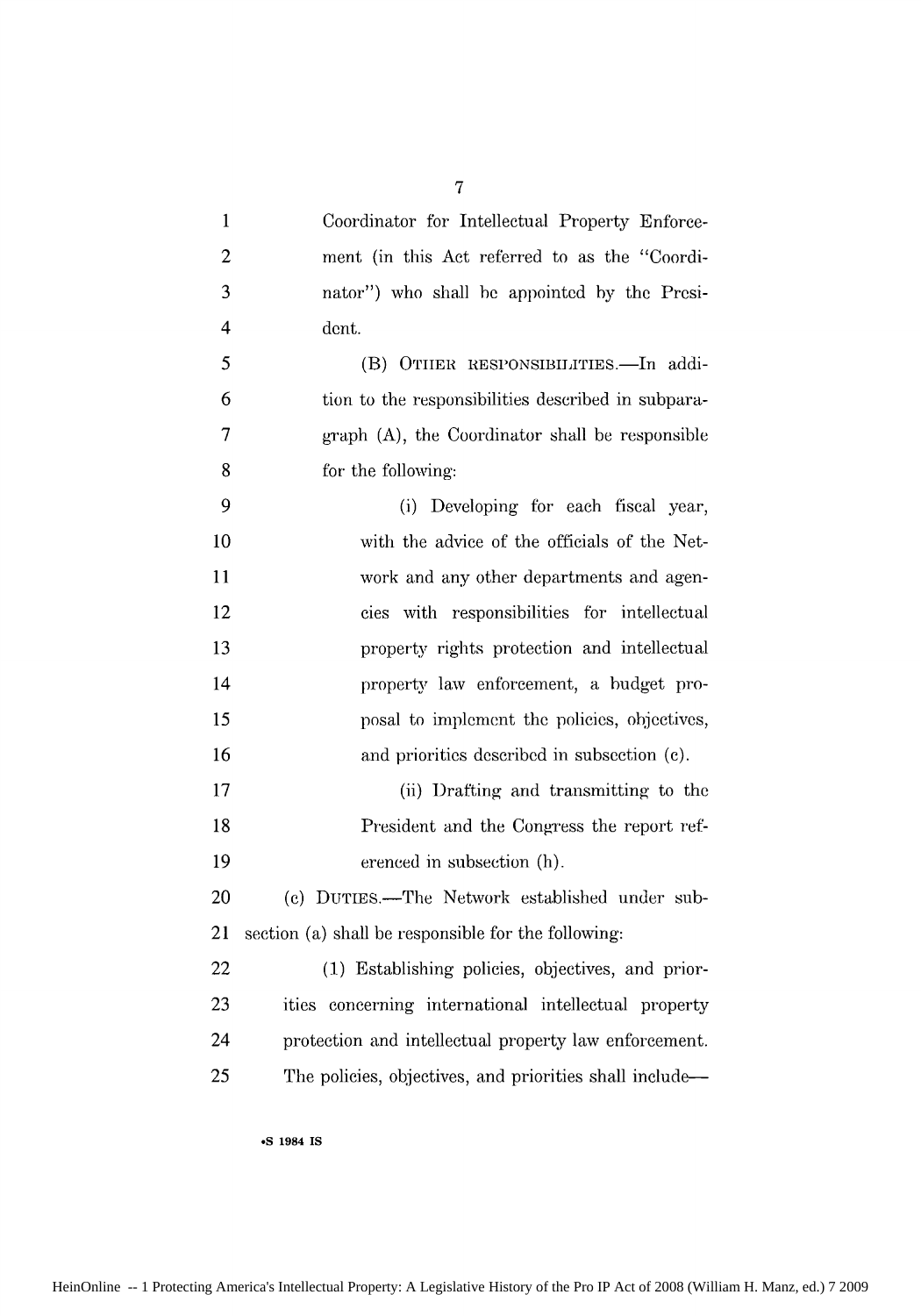Coordinator for Intellectual Property Enforcement (in this Act referred to as the "Coordinator") who shall be appointed by the President.

(B) OTHER RESPONSIBILITIES.—In addition to the responsibilities described in subparagraph (A), the Coordinator shall be responsible for the following:

(i) Developing for each fiscal year, with the advice of the officials of the Network and any other departments and agencies with responsibilities for intellectual property rights protection and intellectual property law enforcement, a budget proposal to implement the policies, objectives, and priorities described in subsection (c).

(ii) Drafting and transmitting to the President and the Congress the report referenced in subsection (h).

(c) DUTIES.—The Network established under subsection (a) shall be responsible for the following:

(1) Establishing policies, objectives, and priorities concerning international intellectual property protection and intellectual property law enforcement. The policies, objectives, and priorities shall include—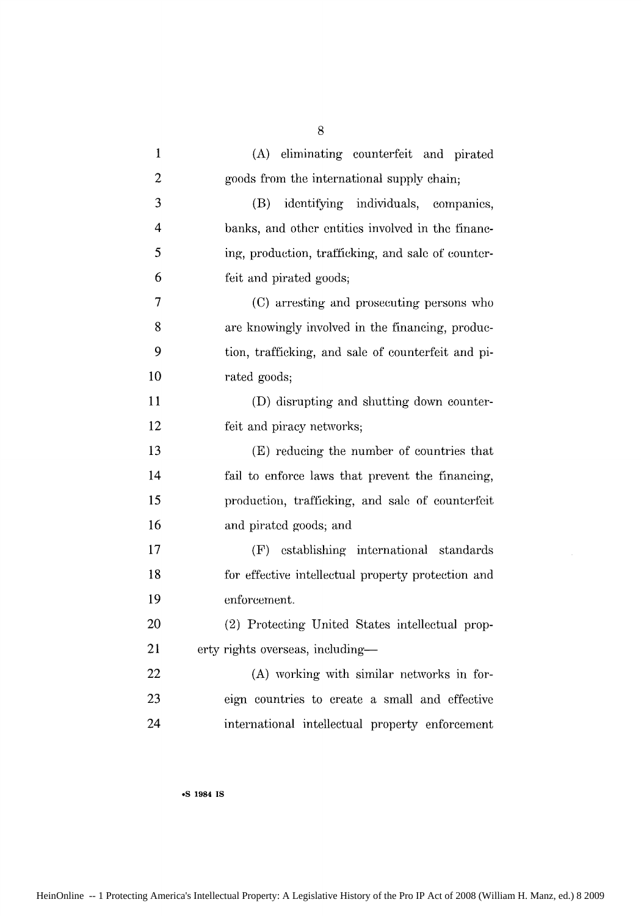(A) eliminating counterfeit and pirated goods from the international supply chain;

(B) identifying individuals, companies, banks, and other entities involved in the financing, production, trafficking, and sale of counterfeit and pirated goods;

(C) arresting and prosecuting persons who are knowingly involved in the financing, production, trafficking, and sale of counterfeit and pirated goods;

(D) disrupting and shutting down counterfeit and piracy networks;

(E) reducing the number of countries that fail to enforce laws that prevent the financing, production, trafficking, and sale of counterfeit and pirated goods; and

(F) establishing international standards for effective intellectual property protection and enforcement.

(2) Protecting United States intellectual property rights overseas, including—

(A) working with similar networks in foreign countries to create a small and effective international intellectual property enforcement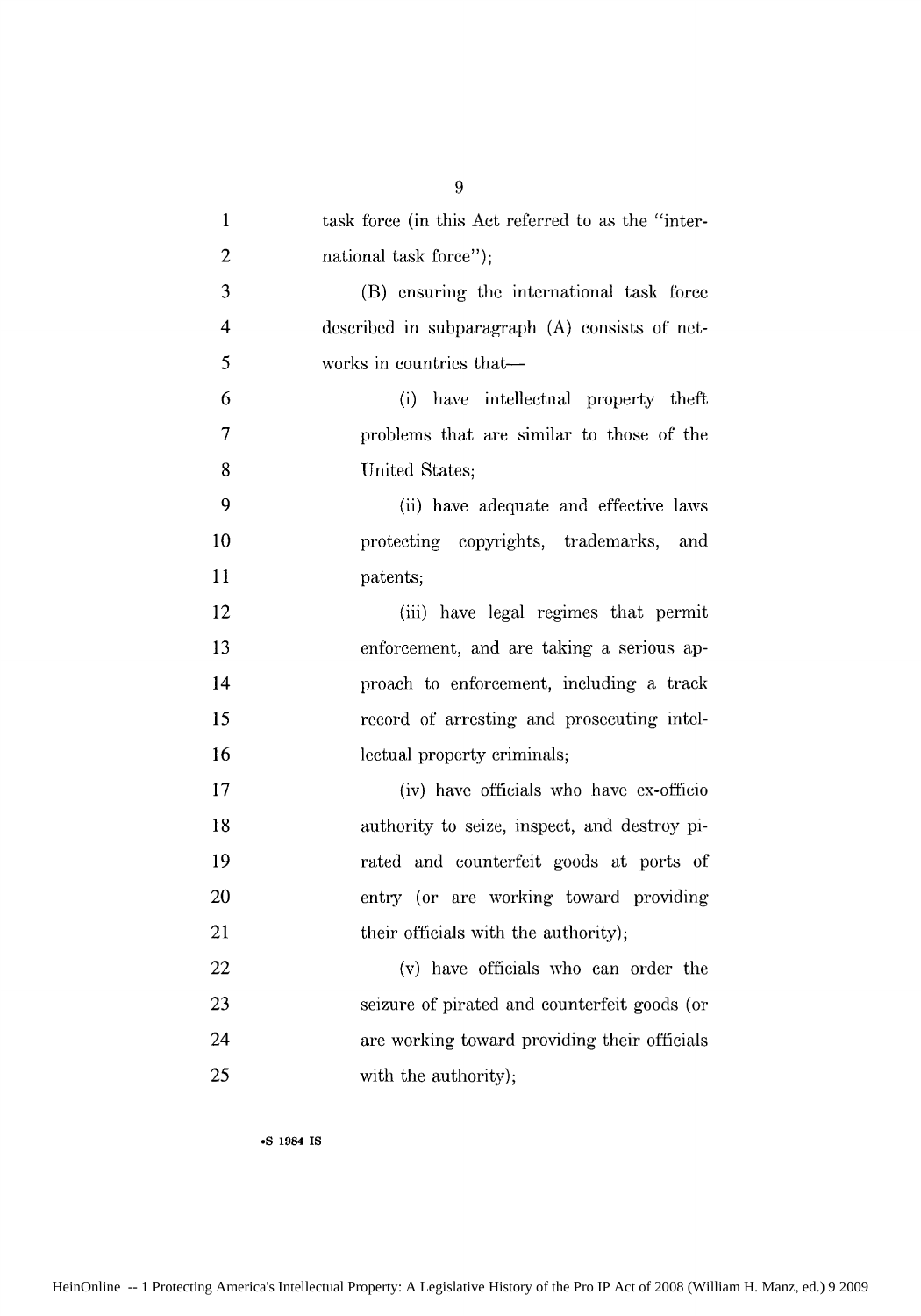task force (in this Act referred to as the "international task force");

(B) ensuring the international task force described in subparagraph (A) consists of networks in countries that—

(i) have intellectual property theft problems that are similar to those of the United States;

(ii) have adequate and effective laws protecting copyrights, trademarks, and patents;

(iii) have legal regimes that permit enforcement, and are taking a serious approach to enforcement, including a track record of arresting and prosecuting intellectual property criminals;

(iv) have officials who have ex-officio authority to seize, inspect, and destroy pirated and counterfeit goods at ports of entry (or are working toward providing their officials with the authority);

(v) have officials who can order the seizure of pirated and counterfeit goods (or are working toward providing their officials with the authority);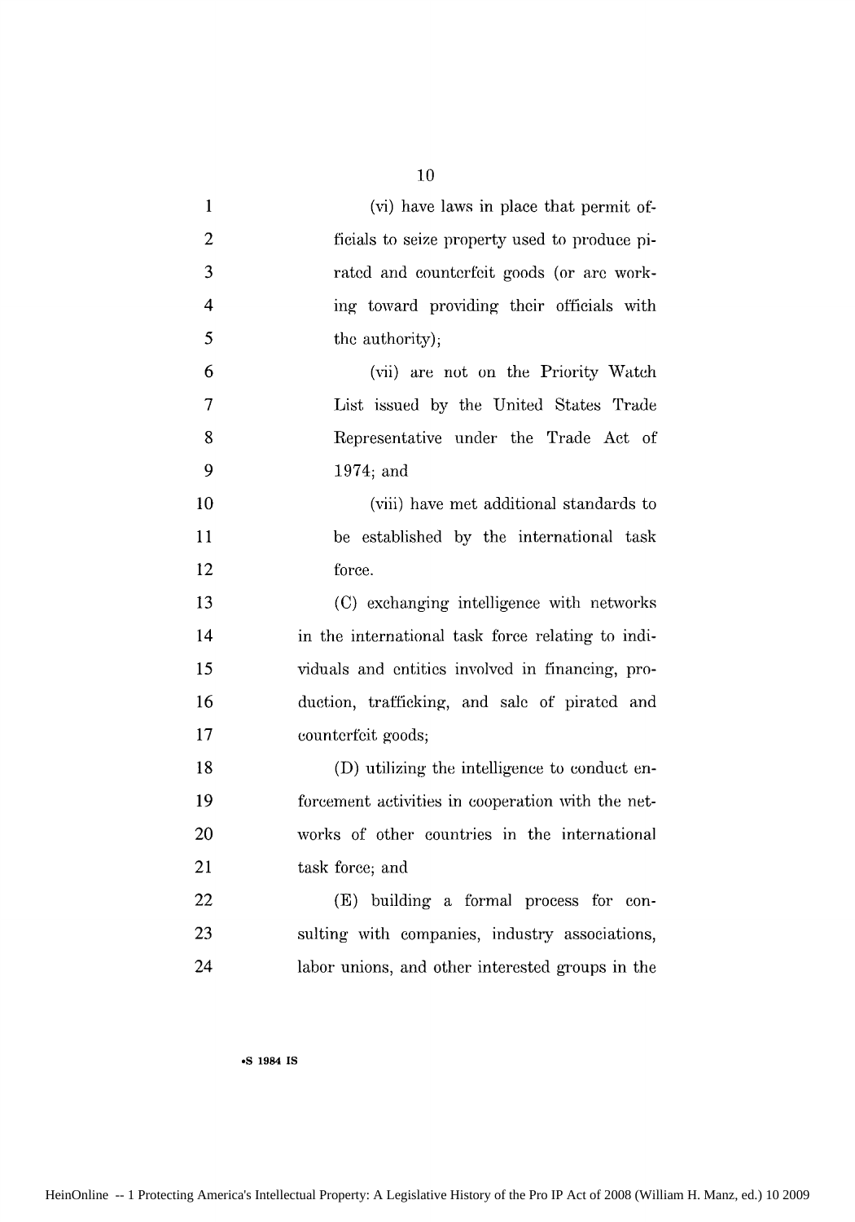(vi) have laws in place that permit officials to seize property used to produce pirated and counterfeit goods (or are working toward providing their officials with the authority);

(vii) are not on the Priority Watch List issued by the United States Trade Representative under the Trade Act of 1974; and

(viii) have met additional standards to be established by the international task force.

(C) exchanging intelligence with networks in the international task force relating to individuals and entities involved in financing, production, trafficking, and sale of pirated and counterfeit goods;

(D) utilizing the intelligence to conduct enforcement activities in cooperation with the networks of other countries in the international task force; and

(E) building a formal process for consulting with companies, industry associations, labor unions, and other interested groups in the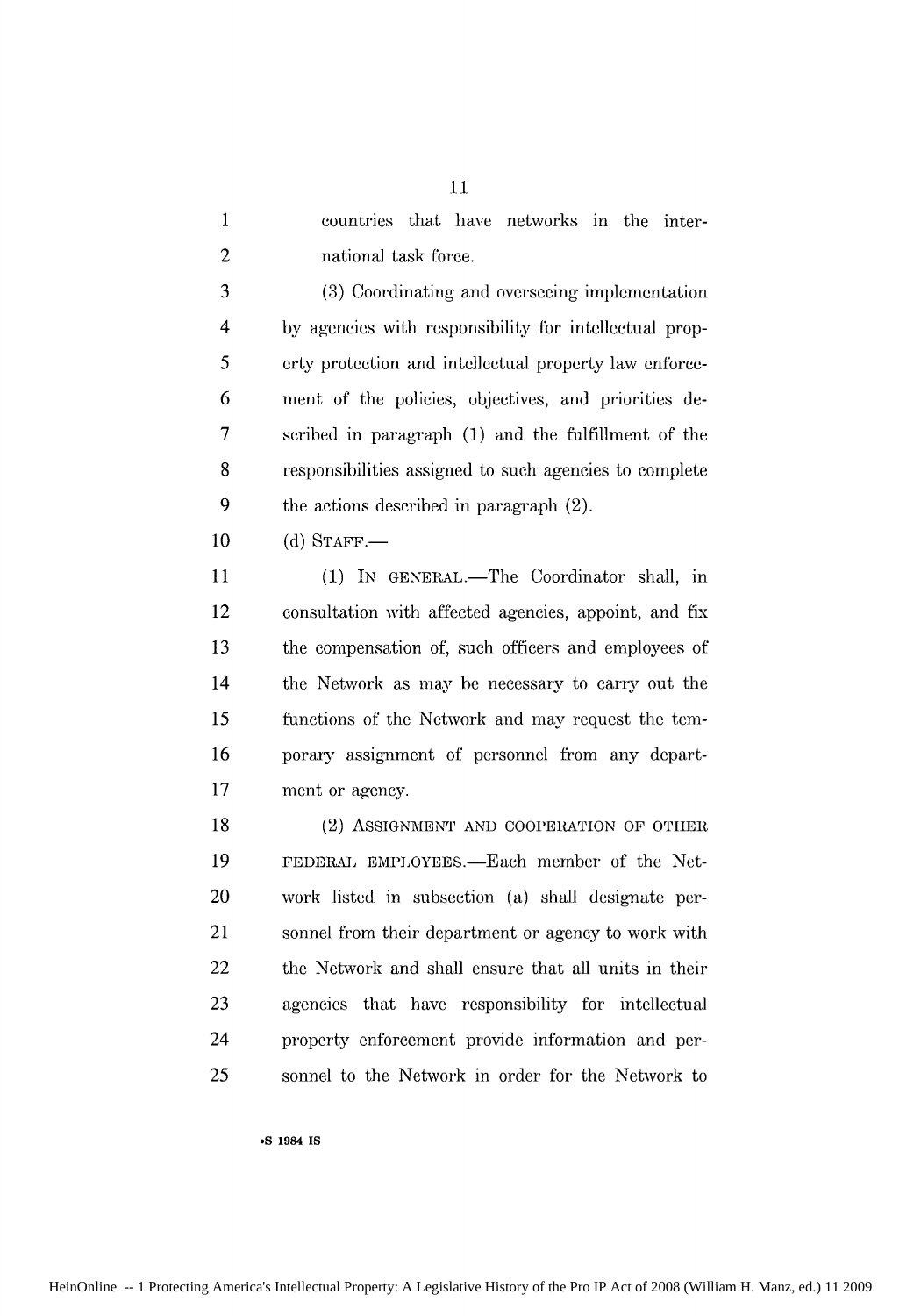countries that have networks in the international task force.

(3) Coordinating and overseeing implementation by agencies with responsibility for intellectual property protection and intellectual property law enforcement of the policies, objectives, and priorities described in paragraph (1) and the fulfillment of the responsibilities assigned to such agencies to complete the actions described in paragraph (2).

(d) STAFF.—

(1) IN GENERAL.—The Coordinator shall, in consultation with affected agencies, appoint, and fix the compensation of, such officers and employees of the Network as may be necessary to carry out the functions of the Network and may request the temporary assignment of personnel from any department or agency.

(2) ASSIGNMENT AND COOPERATION OF OTHER FEDERAL EMPLOYEES.—Each member of the Network listed in subsection (a) shall designate personnel from their department or agency to work with the Network and shall ensure that all units in their agencies that have responsibility for intellectual property enforcement provide information and personnel to the Network in order for the Network to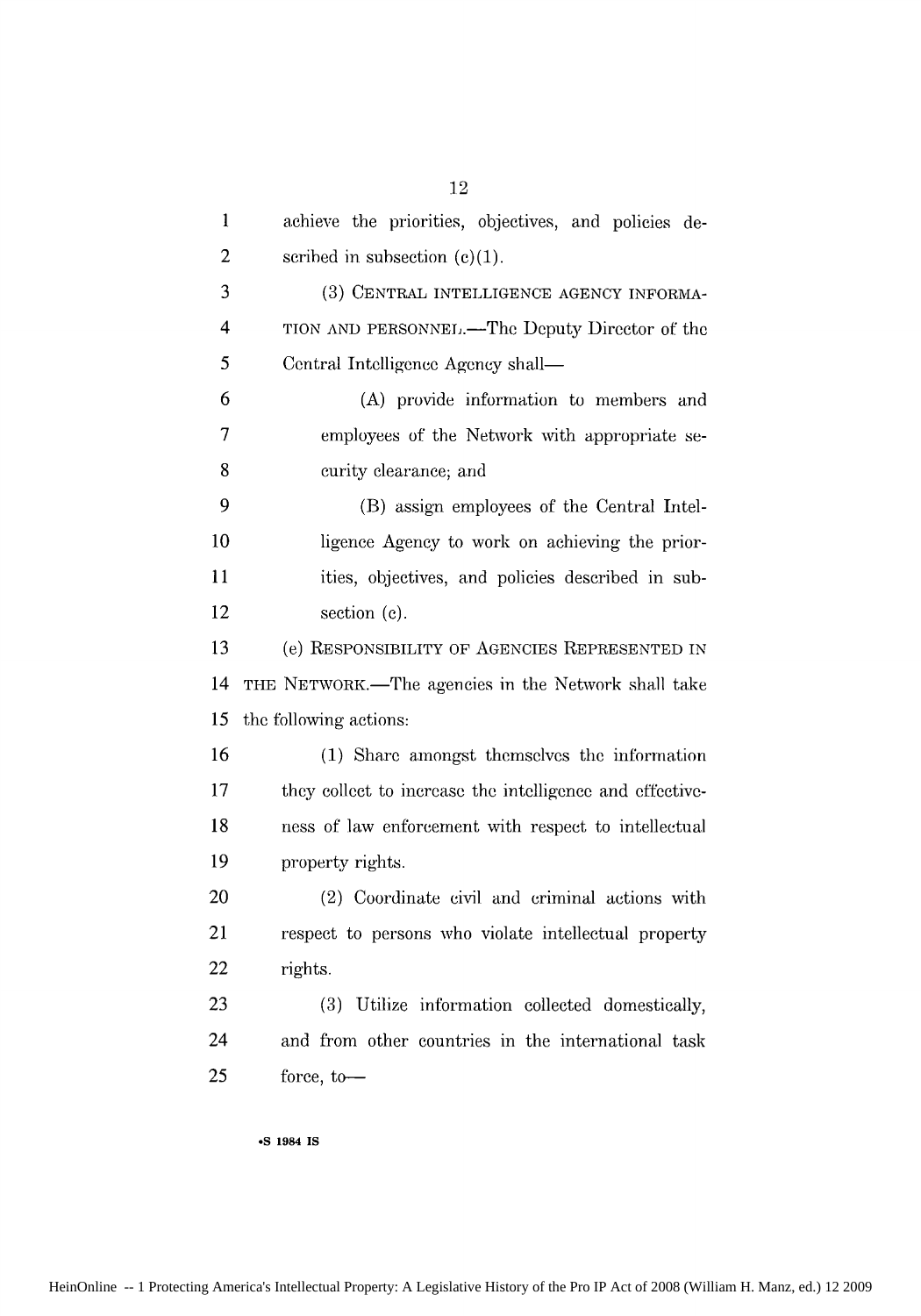achieve the priorities, objectives, and policies described in subsection (c)(1).

(3) CENTRAL INTELLIGENCE AGENCY INFORMATION AND PERSONNEL.—The Deputy Director of the Central Intelligence Agency shall—

(A) provide information to members and employees of the Network with appropriate security clearance; and

(B) assign employees of the Central Intelligence Agency to work on achieving the priorities, objectives, and policies described in subsection (c).

(e) RESPONSIBILITY OF AGENCIES REPRESENTED IN THE NETWORK.—The agencies in the Network shall take the following actions:

(1) Share amongst themselves the information they collect to increase the intelligence and effectiveness of law enforcement with respect to intellectual property rights.

(2) Coordinate civil and criminal actions with respect to persons who violate intellectual property rights.

(3) Utilize information collected domestically, and from other countries in the international task force, to—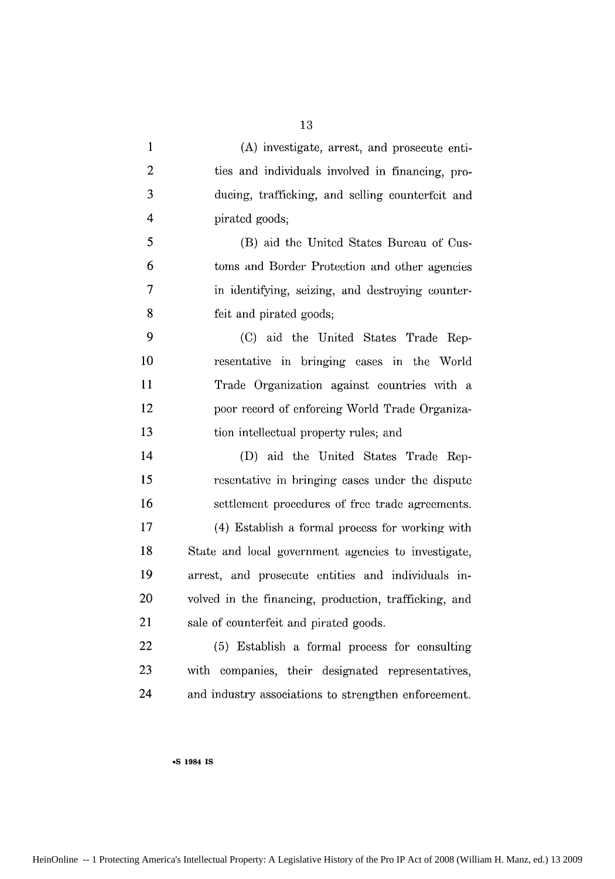(A) investigate, arrest, and prosecute entities and individuals involved in financing, producing, trafficking, and selling counterfeit and pirated goods;

(B) aid the United States Bureau of Customs and Border Protection and other agencies in identifying, seizing, and destroying counterfeit and pirated goods;

(C) aid the United States Trade Representative in bringing cases in the World Trade Organization against countries with a poor record of enforcing World Trade Organization intellectual property rules; and

(D) aid the United States Trade Representative in bringing cases under the dispute settlement procedures of free trade agreements.

(4) Establish a formal process for working with State and local government agencies to investigate, arrest, and prosecute entities and individuals involved in the financing, production, trafficking, and sale of counterfeit and pirated goods.

(5) Establish a formal process for consulting with companies, their designated representatives, and industry associations to strengthen enforcement.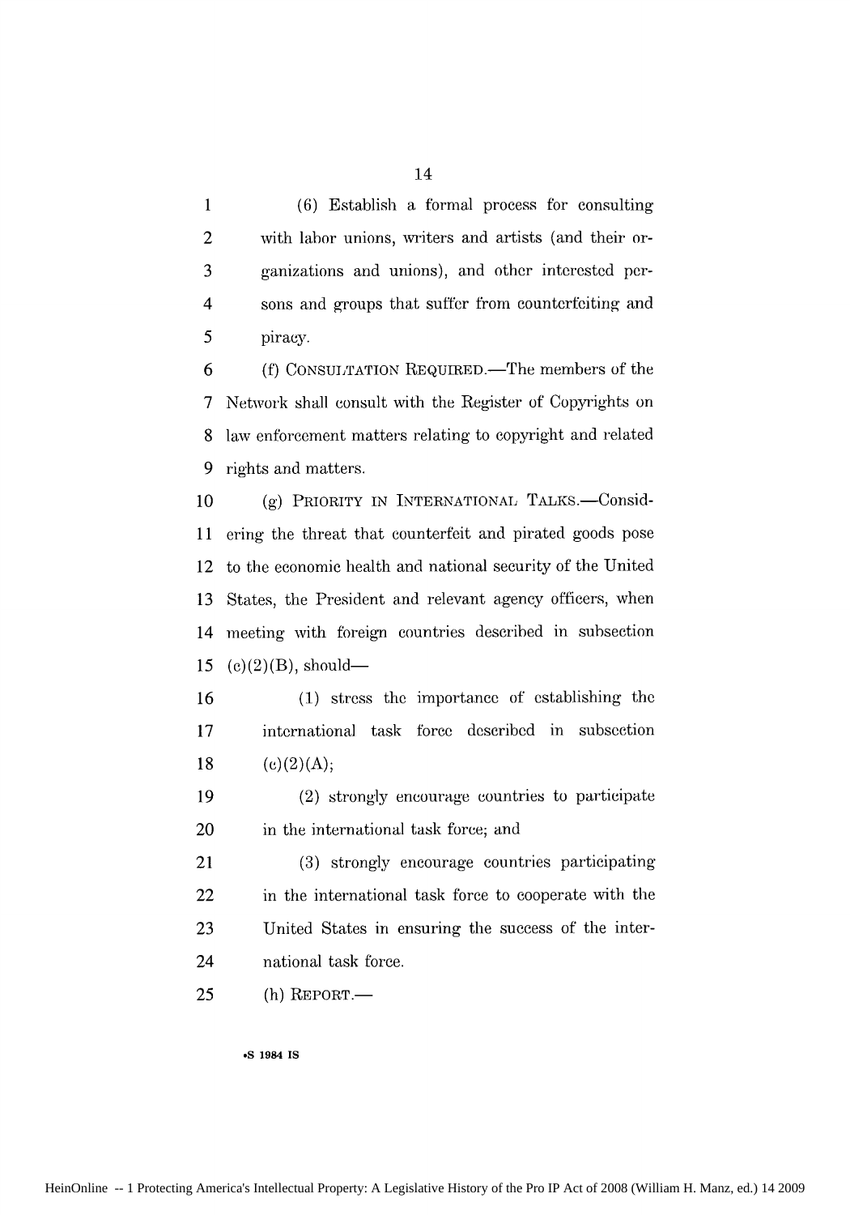(6) Establish a formal process for consulting with labor unions, writers and artists (and their organizations and unions), and other interested persons and groups that suffer from counterfeiting and piracy.

(f) CONSULTATION REQUIRED.—The members of the Network shall consult with the Register of Copyrights on law enforcement matters relating to copyright and related rights and matters.

(g) PRIORITY IN INTERNATIONAL TALKS.—Considering the threat that counterfeit and pirated goods pose to the economic health and national security of the United States, the President and relevant agency officers, when meeting with foreign countries described in subsection (c)(2)(B), should—

(1) stress the importance of establishing the international task force described in subsection (c)(2)(A);

(2) strongly encourage countries to participate in the international task force; and

(3) strongly encourage countries participating in the international task force to cooperate with the United States in ensuring the success of the international task force.

(h) REPORT.—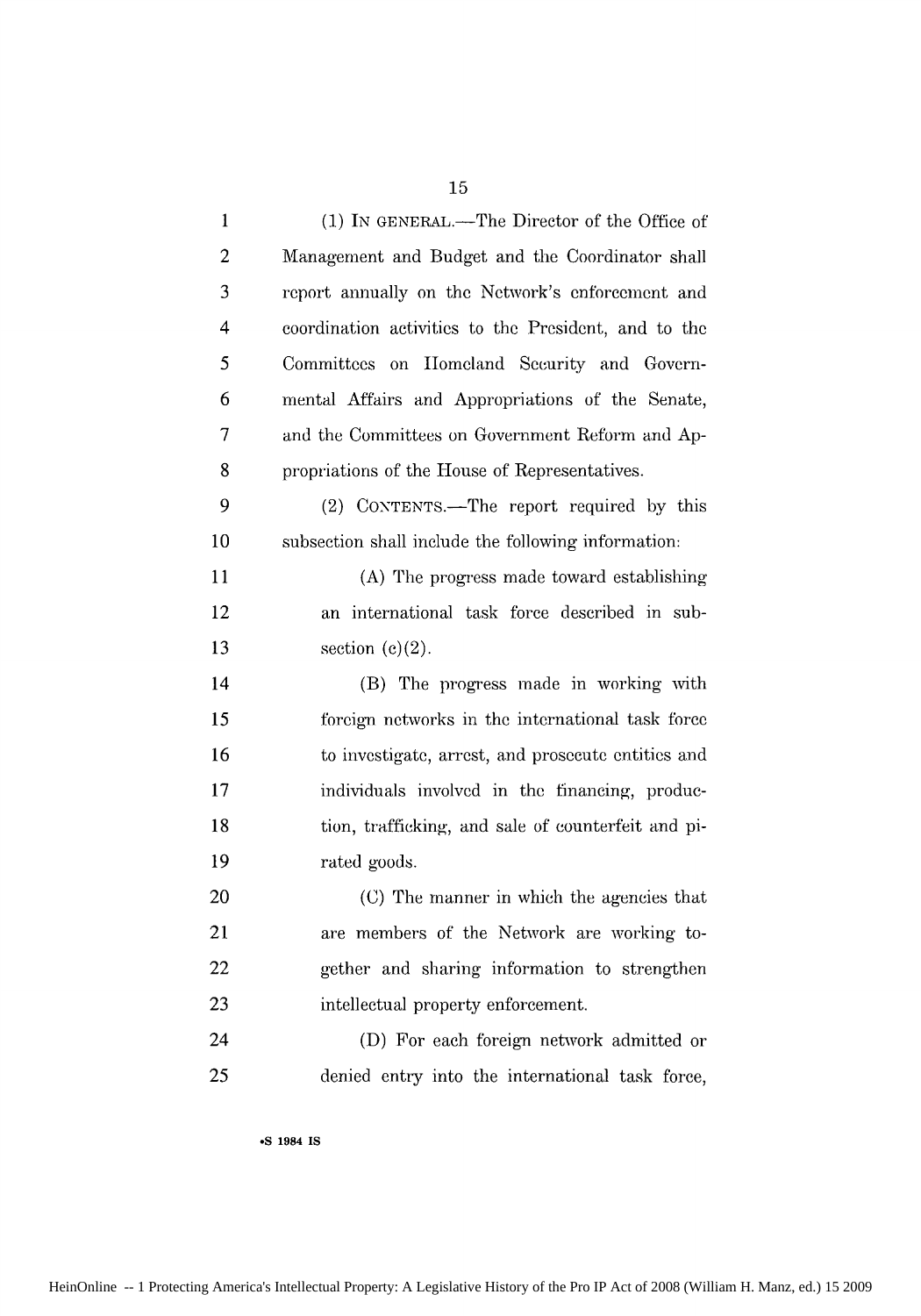(1) IN GENERAL.—The Director of the Office of Management and Budget and the Coordinator shall report annually on the Network's enforcement and coordination activities to the President, and to the Committees on Homeland Security and Governmental Affairs and Appropriations of the Senate, and the Committees on Government Reform and Appropriations of the House of Representatives.

(2) CONTENTS.—The report required by this subsection shall include the following information:

(A) The progress made toward establishing an international task force described in subsection (c)(2).

(B) The progress made in working with foreign networks in the international task force to investigate, arrest, and prosecute entities and individuals involved in the financing, production, trafficking, and sale of counterfeit and pirated goods.

(C) The manner in which the agencies that are members of the Network are working together and sharing information to strengthen intellectual property enforcement.

(D) For each foreign network admitted or denied entry into the international task force,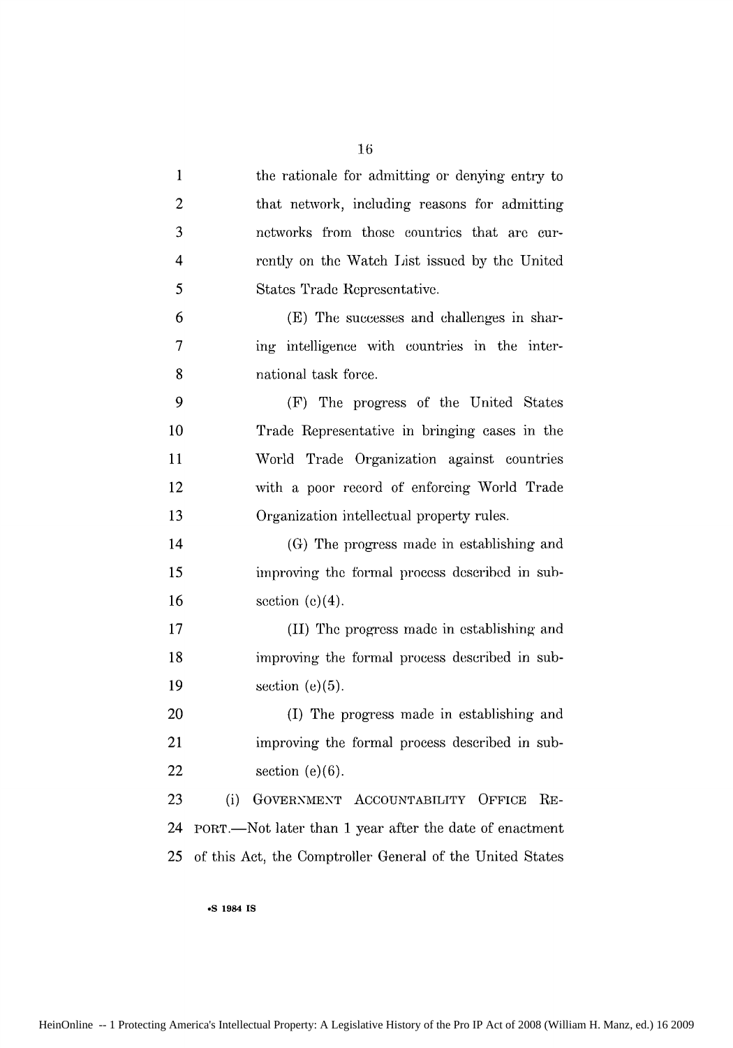the rationale for admitting or denying entry to that network, including reasons for admitting networks from those countries that are currently on the Watch List issued by the United States Trade Representative.

(E) The successes and challenges in sharing intelligence with countries in the international task force.

(F) The progress of the United States Trade Representative in bringing cases in the World Trade Organization against countries with a poor record of enforcing World Trade Organization intellectual property rules.

(G) The progress made in establishing and improving the formal process described in subsection (e)(4).

(H) The progress made in establishing and improving the formal process described in subsection (e)(5).

(I) The progress made in establishing and improving the formal process described in subsection (e)(6).

(i) GOVERNMENT ACCOUNTABILITY OFFICE REPORT.—Not later than 1 year after the date of enactment of this Act, the Comptroller General of the United States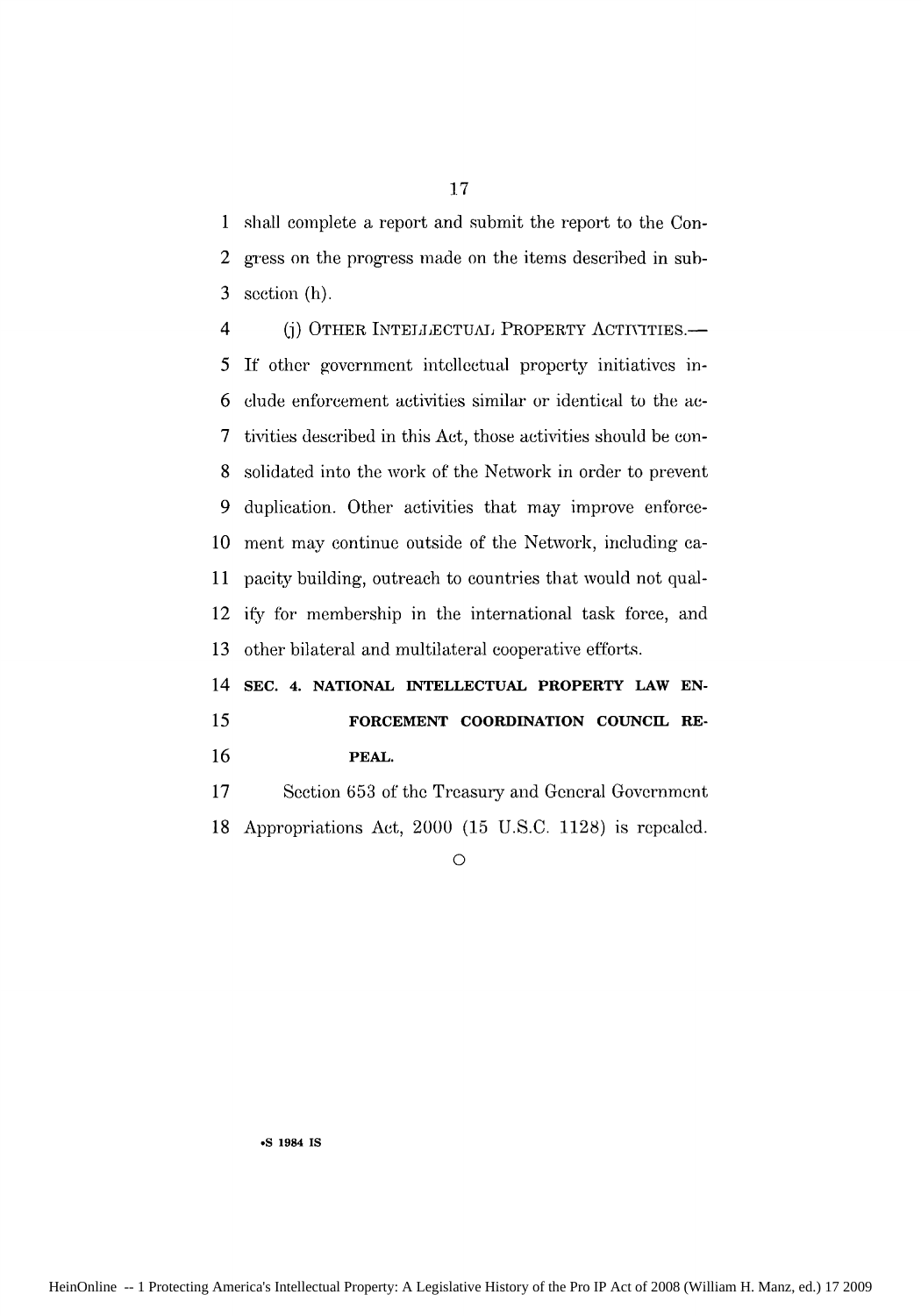shall complete a report and submit the report to the Congress on the progress made on the items described in subsection (h).

(j) OTHER INTELLECTUAL PROPERTY ACTIVITIES.—If other government intellectual property initiatives include enforcement activities similar or identical to the activities described in this Act, those activities should be consolidated into the work of the Network in order to prevent duplication. Other activities that may improve enforcement may continue outside of the Network, including capacity building, outreach to countries that would not qualify for membership in the international task force, and other bilateral and multilateral cooperative efforts.

**SEC. 4. NATIONAL INTELLECTUAL PROPERTY LAW ENFORCEMENT COORDINATION COUNCIL REPEAL.**

Section 653 of the Treasury and General Government Appropriations Act, 2000 (15 U.S.C. 1128) is repealed.

○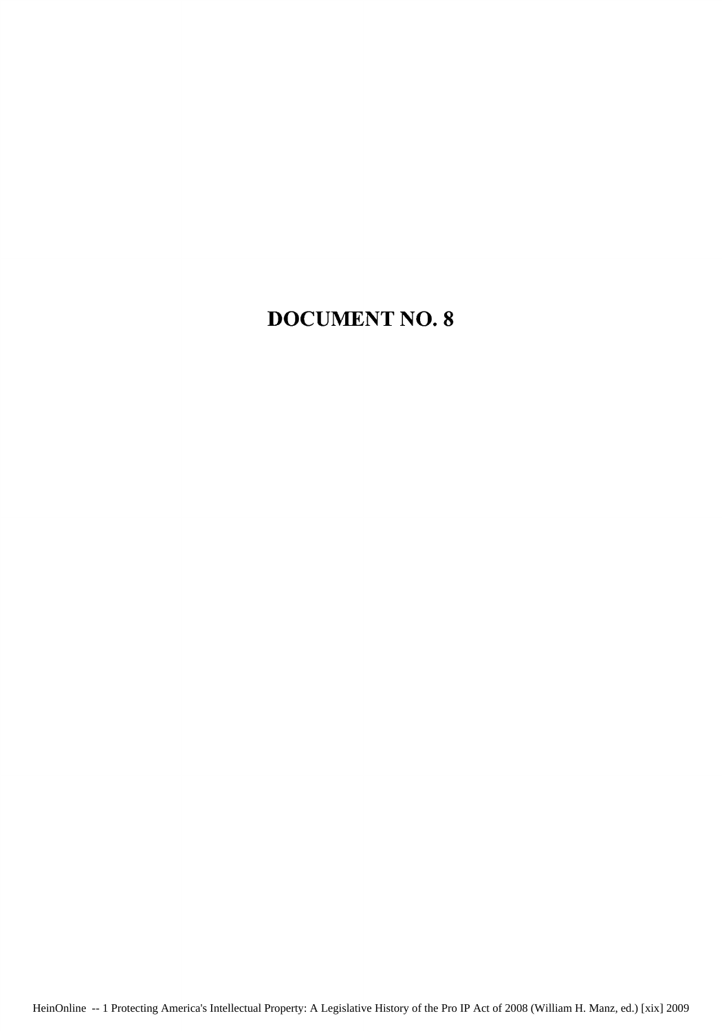# DOCUMENT NO. 8